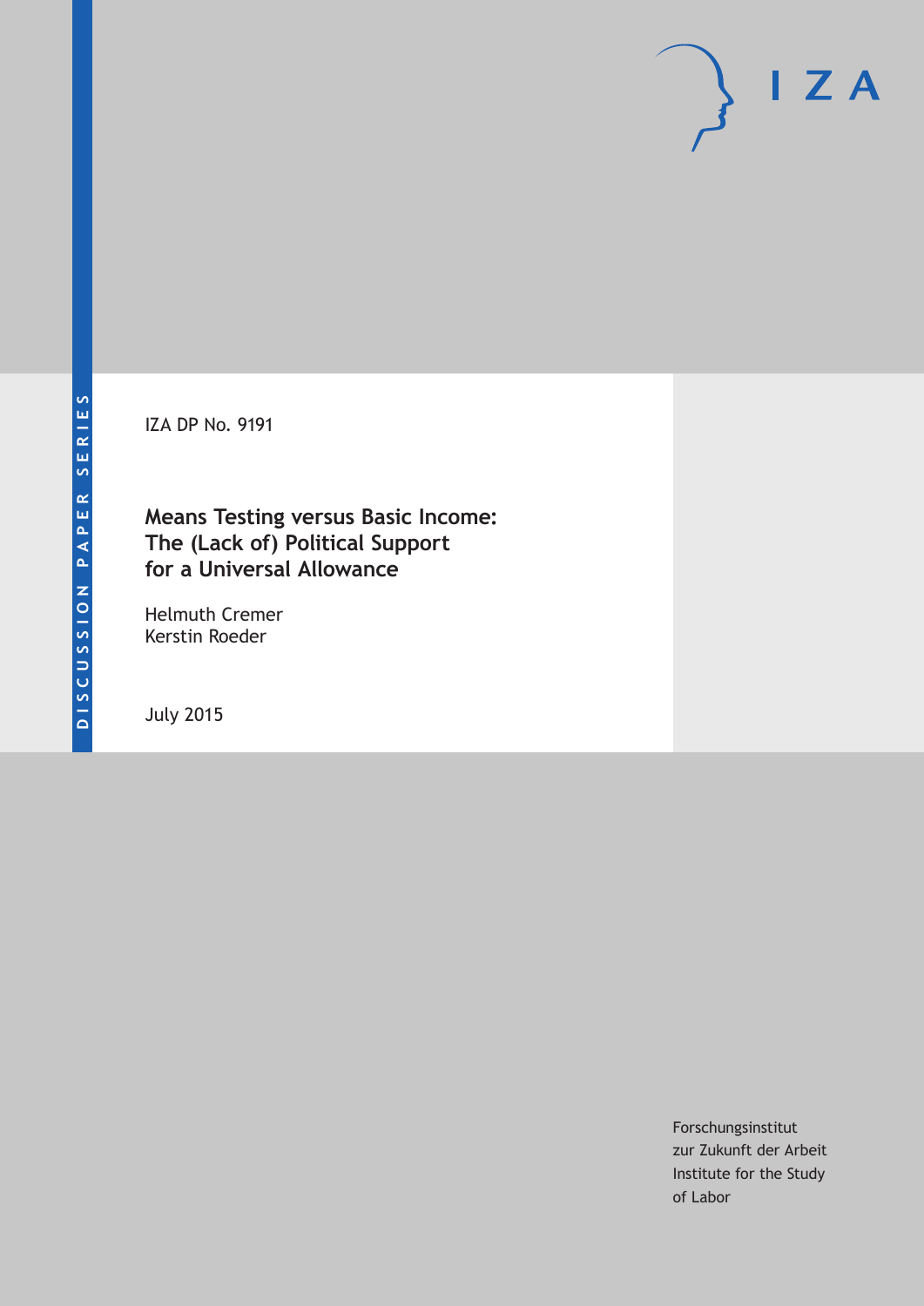IZA DP No. 9191

# Means Testing versus Basic Income: The (Lack of) Political Support for a Universal Allowance

Helmuth Cremer
Kerstin Roeder

July 2015

Forschungsinstitut
zur Zukunft der Arbeit
Institute for the Study
of Labor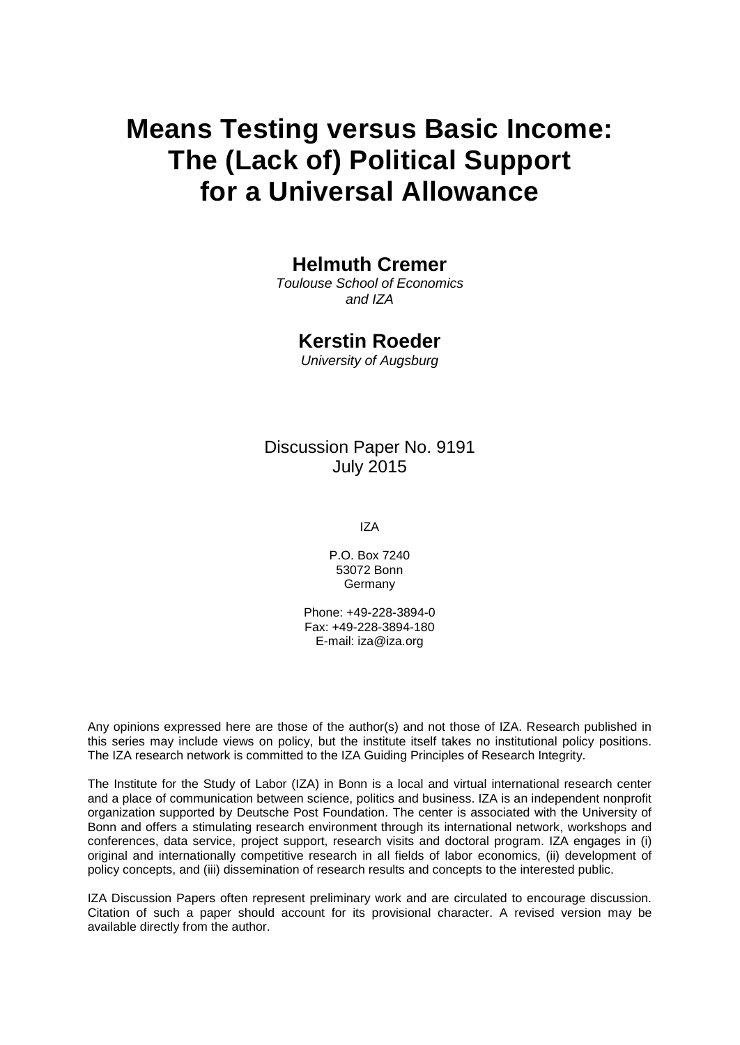# Means Testing versus Basic Income: The (Lack of) Political Support for a Universal Allowance

**Helmuth Cremer**

*Toulouse School of Economics and IZA*

**Kerstin Roeder**

*University of Augsburg*

Discussion Paper No. 9191
July 2015

IZA

P.O. Box 7240
53072 Bonn
Germany

Phone: +49-228-3894-0
Fax: +49-228-3894-180
E-mail: iza@iza.org

Any opinions expressed here are those of the author(s) and not those of IZA. Research published in this series may include views on policy, but the institute itself takes no institutional policy positions. The IZA research network is committed to the IZA Guiding Principles of Research Integrity.

The Institute for the Study of Labor (IZA) in Bonn is a local and virtual international research center and a place of communication between science, politics and business. IZA is an independent nonprofit organization supported by Deutsche Post Foundation. The center is associated with the University of Bonn and offers a stimulating research environment through its international network, workshops and conferences, data service, project support, research visits and doctoral program. IZA engages in (i) original and internationally competitive research in all fields of labor economics, (ii) development of policy concepts, and (iii) dissemination of research results and concepts to the interested public.

IZA Discussion Papers often represent preliminary work and are circulated to encourage discussion. Citation of such a paper should account for its provisional character. A revised version may be available directly from the author.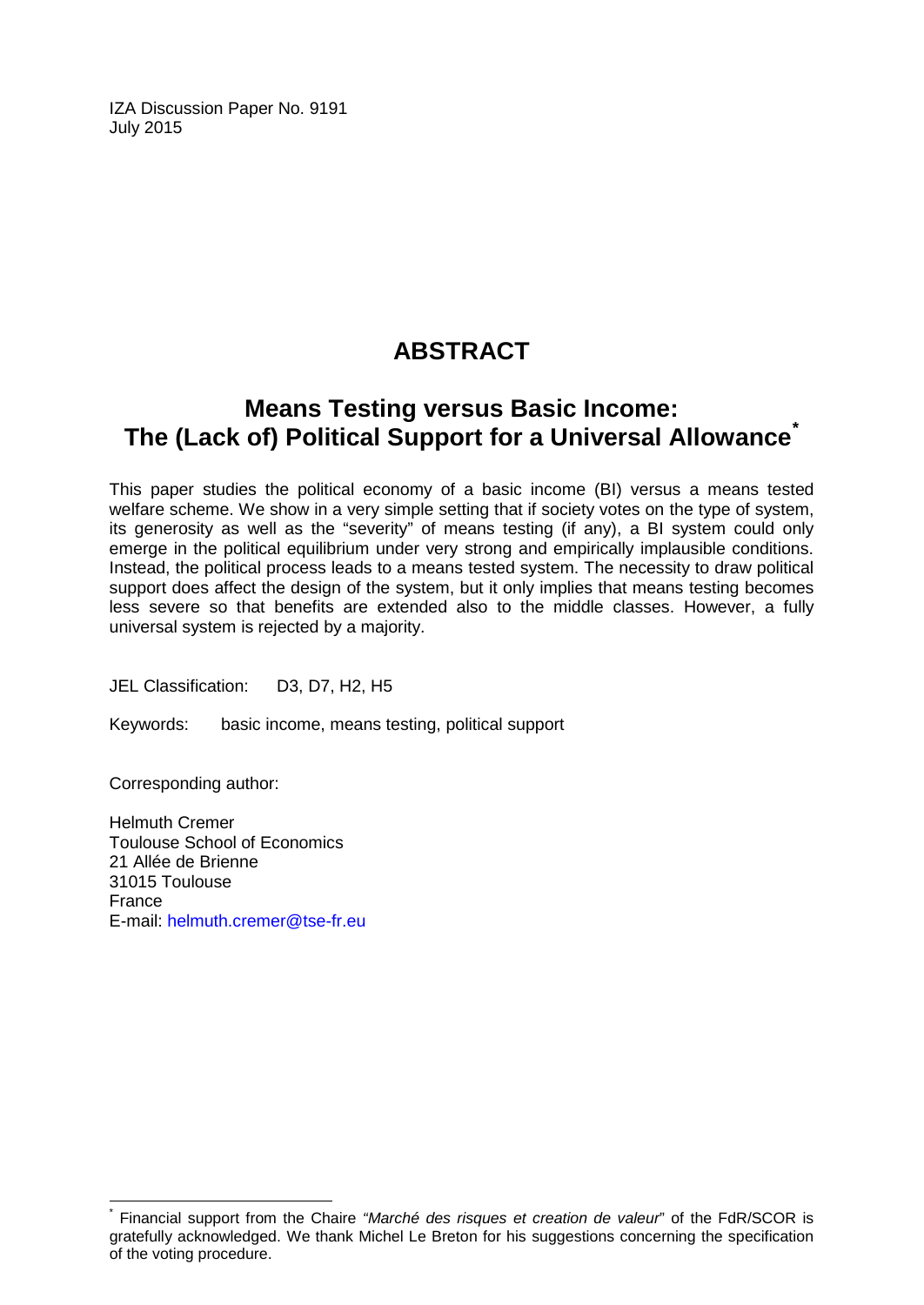IZA Discussion Paper No. 9191
July 2015

# ABSTRACT

## Means Testing versus Basic Income: The (Lack of) Political Support for a Universal Allowance[*]

This paper studies the political economy of a basic income (BI) versus a means tested welfare scheme. We show in a very simple setting that if society votes on the type of system, its generosity as well as the "severity" of means testing (if any), a BI system could only emerge in the political equilibrium under very strong and empirically implausible conditions. Instead, the political process leads to a means tested system. The necessity to draw political support does affect the design of the system, but it only implies that means testing becomes less severe so that benefits are extended also to the middle classes. However, a fully universal system is rejected by a majority.

JEL Classification: D3, D7, H2, H5

Keywords: basic income, means testing, political support

Corresponding author:

Helmuth Cremer
Toulouse School of Economics
21 Allée de Brienne
31015 Toulouse
France
E-mail: helmuth.cremer@tse-fr.eu

[*] Financial support from the Chaire *"Marché des risques et creation de valeur"* of the FdR/SCOR is gratefully acknowledged. We thank Michel Le Breton for his suggestions concerning the specification of the voting procedure.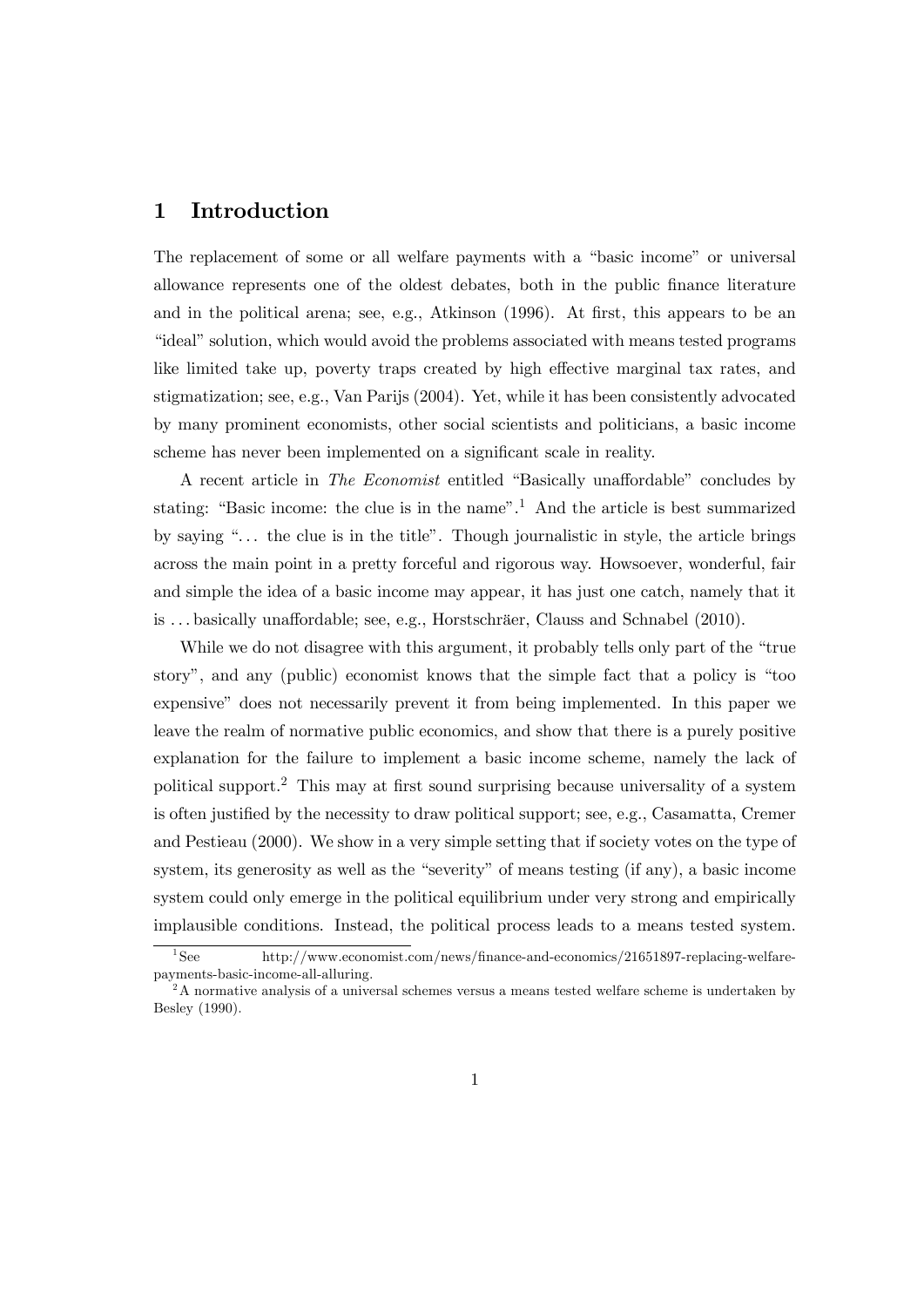## 1 Introduction

The replacement of some or all welfare payments with a "basic income" or universal allowance represents one of the oldest debates, both in the public finance literature and in the political arena; see, e.g., Atkinson (1996). At first, this appears to be an "ideal" solution, which would avoid the problems associated with means tested programs like limited take up, poverty traps created by high effective marginal tax rates, and stigmatization; see, e.g., Van Parijs (2004). Yet, while it has been consistently advocated by many prominent economists, other social scientists and politicians, a basic income scheme has never been implemented on a significant scale in reality.

A recent article in *The Economist* entitled "Basically unaffordable" concludes by stating: "Basic income: the clue is in the name".[1] And the article is best summarized by saying "... the clue is in the title". Though journalistic in style, the article brings across the main point in a pretty forceful and rigorous way. Howsoever, wonderful, fair and simple the idea of a basic income may appear, it has just one catch, namely that it is ... basically unaffordable; see, e.g., Horstschräer, Clauss and Schnabel (2010).

While we do not disagree with this argument, it probably tells only part of the "true story", and any (public) economist knows that the simple fact that a policy is "too expensive" does not necessarily prevent it from being implemented. In this paper we leave the realm of normative public economics, and show that there is a purely positive explanation for the failure to implement a basic income scheme, namely the lack of political support.[2] This may at first sound surprising because universality of a system is often justified by the necessity to draw political support; see, e.g., Casamatta, Cremer and Pestieau (2000). We show in a very simple setting that if society votes on the type of system, its generosity as well as the "severity" of means testing (if any), a basic income system could only emerge in the political equilibrium under very strong and empirically implausible conditions. Instead, the political process leads to a means tested system.

[1] See http://www.economist.com/news/finance-and-economics/21651897-replacing-welfare-payments-basic-income-all-alluring.

[2] A normative analysis of a universal schemes versus a means tested welfare scheme is undertaken by Besley (1990).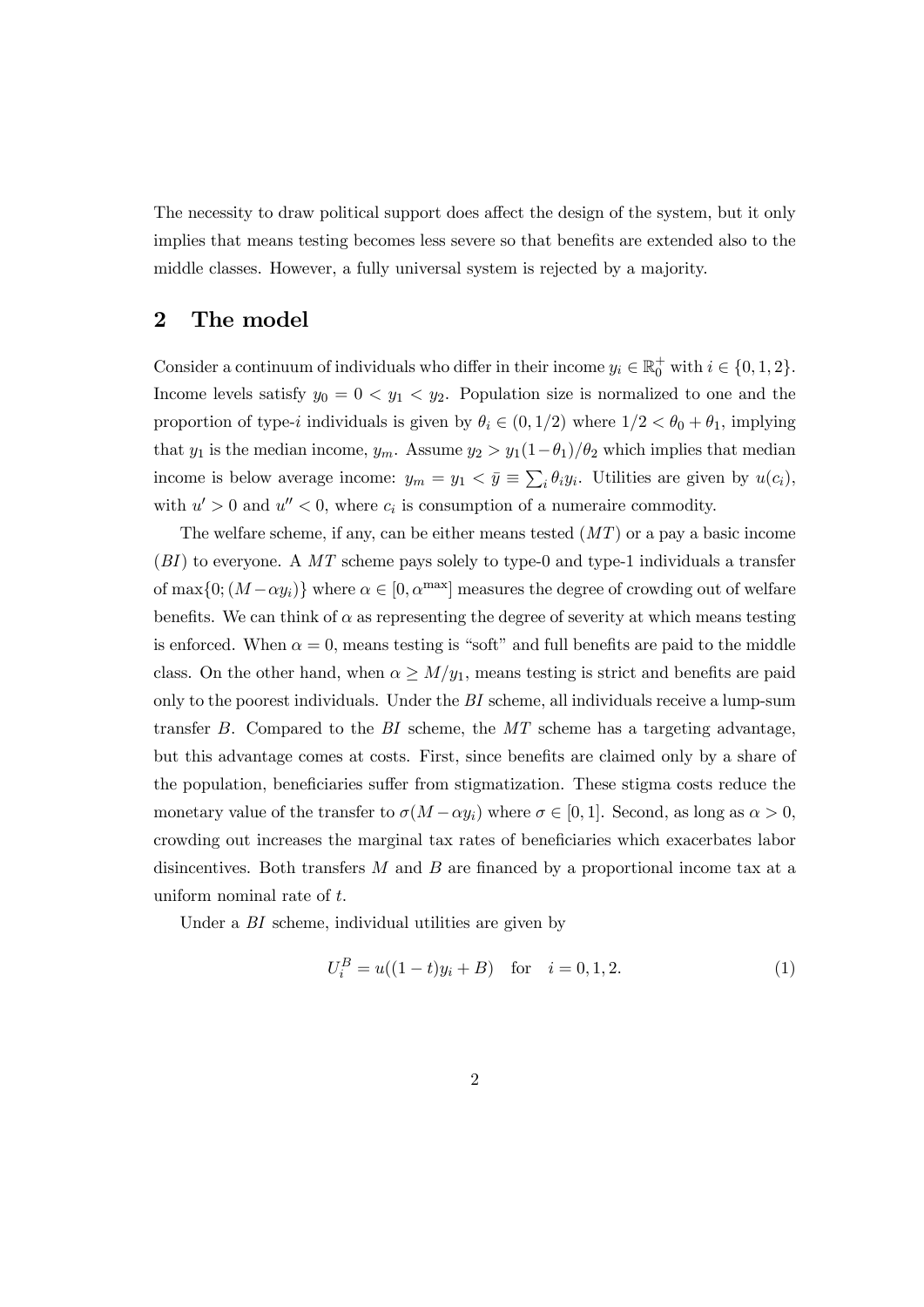The necessity to draw political support does affect the design of the system, but it only implies that means testing becomes less severe so that benefits are extended also to the middle classes. However, a fully universal system is rejected by a majority.

## 2 The model

Consider a continuum of individuals who differ in their income $y_i \in \mathbb{R}_0^+$ with $i \in \{0, 1, 2\}$. Income levels satisfy $y_0 = 0 < y_1 < y_2$. Population size is normalized to one and the proportion of type-$i$ individuals is given by $\theta_i \in (0, 1/2)$ where $1/2 < \theta_0 + \theta_1$, implying that $y_1$ is the median income, $y_m$. Assume $y_2 > y_1(1-\theta_1)/\theta_2$ which implies that median income is below average income: $y_m = y_1 < \bar{y} \equiv \sum_i \theta_i y_i$. Utilities are given by $u(c_i)$, with $u' > 0$ and $u'' < 0$, where $c_i$ is consumption of a numeraire commodity.

The welfare scheme, if any, can be either means tested ($MT$) or a pay a basic income ($BI$) to everyone. A $MT$ scheme pays solely to type-0 and type-1 individuals a transfer of $\max\{0; (M - \alpha y_i)\}$ where $\alpha \in [0, \alpha^{\max}]$ measures the degree of crowding out of welfare benefits. We can think of $\alpha$ as representing the degree of severity at which means testing is enforced. When $\alpha = 0$, means testing is "soft" and full benefits are paid to the middle class. On the other hand, when $\alpha \geq M/y_1$, means testing is strict and benefits are paid only to the poorest individuals. Under the $BI$ scheme, all individuals receive a lump-sum transfer $B$. Compared to the $BI$ scheme, the $MT$ scheme has a targeting advantage, but this advantage comes at costs. First, since benefits are claimed only by a share of the population, beneficiaries suffer from stigmatization. These stigma costs reduce the monetary value of the transfer to $\sigma(M - \alpha y_i)$ where $\sigma \in [0, 1]$. Second, as long as $\alpha > 0$, crowding out increases the marginal tax rates of beneficiaries which exacerbates labor disincentives. Both transfers $M$ and $B$ are financed by a proportional income tax at a uniform nominal rate of $t$.

Under a $BI$ scheme, individual utilities are given by

$$U_i^B = u((1-t)y_i + B) \quad \text{for} \quad i = 0, 1, 2. \tag{1}$$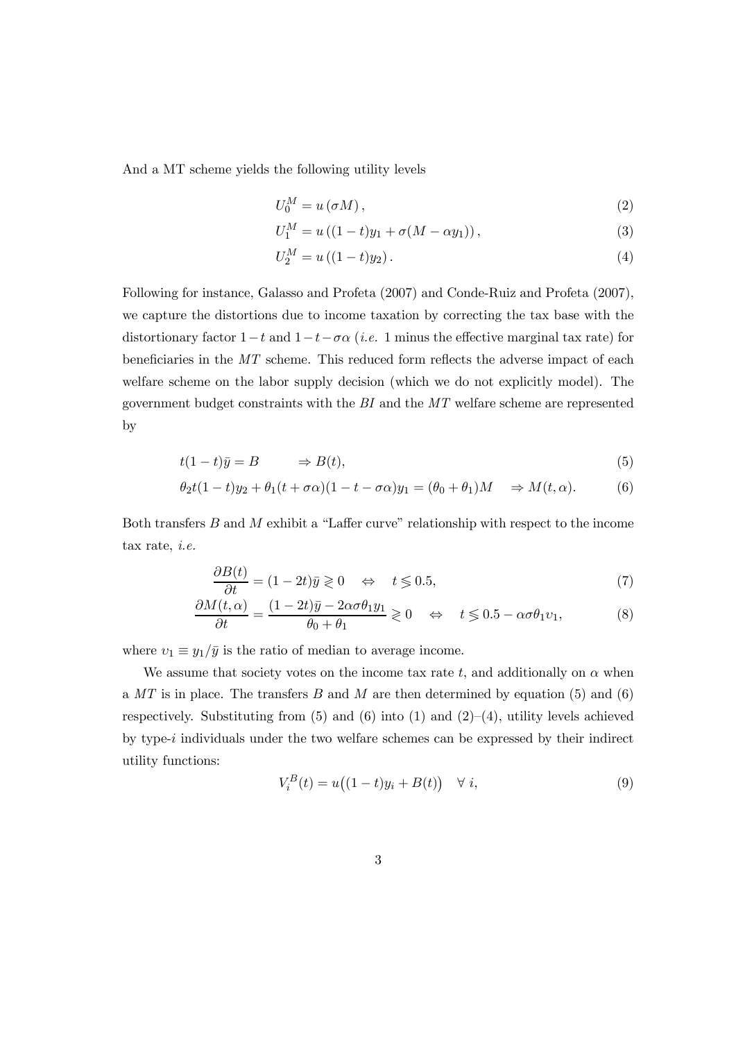And a MT scheme yields the following utility levels

$$U_0^M = u(\sigma M), \tag{2}$$

$$U_1^M = u((1-t)y_1 + \sigma(M - \alpha y_1)), \tag{3}$$

$$U_2^M = u((1-t)y_2). \tag{4}$$

Following for instance, Galasso and Profeta (2007) and Conde-Ruiz and Profeta (2007), we capture the distortions due to income taxation by correcting the tax base with the distortionary factor $1-t$ and $1-t-\sigma\alpha$ (*i.e.* 1 minus the effective marginal tax rate) for beneficiaries in the $MT$ scheme. This reduced form reflects the adverse impact of each welfare scheme on the labor supply decision (which we do not explicitly model). The government budget constraints with the $BI$ and the $MT$ welfare scheme are represented by

$$t(1-t)\bar{y} = B \qquad \Rightarrow B(t), \tag{5}$$

$$\theta_2 t(1-t)y_2 + \theta_1(t+\sigma\alpha)(1-t-\sigma\alpha)y_1 = (\theta_0+\theta_1)M \quad \Rightarrow M(t,\alpha). \tag{6}$$

Both transfers $B$ and $M$ exhibit a "Laffer curve" relationship with respect to the income tax rate, *i.e.*

$$\frac{\partial B(t)}{\partial t} = (1-2t)\bar{y} \gtreqless 0 \quad \Leftrightarrow \quad t \lesseqgtr 0.5, \tag{7}$$

$$\frac{\partial M(t,\alpha)}{\partial t} = \frac{(1-2t)\bar{y} - 2\alpha\sigma\theta_1 y_1}{\theta_0+\theta_1} \gtreqless 0 \quad \Leftrightarrow \quad t \lesseqgtr 0.5 - \alpha\sigma\theta_1\upsilon_1, \tag{8}$$

where $\upsilon_1 \equiv y_1/\bar{y}$ is the ratio of median to average income.

We assume that society votes on the income tax rate $t$, and additionally on $\alpha$ when a $MT$ is in place. The transfers $B$ and $M$ are then determined by equation (5) and (6) respectively. Substituting from (5) and (6) into (1) and (2)–(4), utility levels achieved by type-$i$ individuals under the two welfare schemes can be expressed by their indirect utility functions:

$$V_i^B(t) = u\big((1-t)y_i + B(t)\big) \quad \forall\ i, \tag{9}$$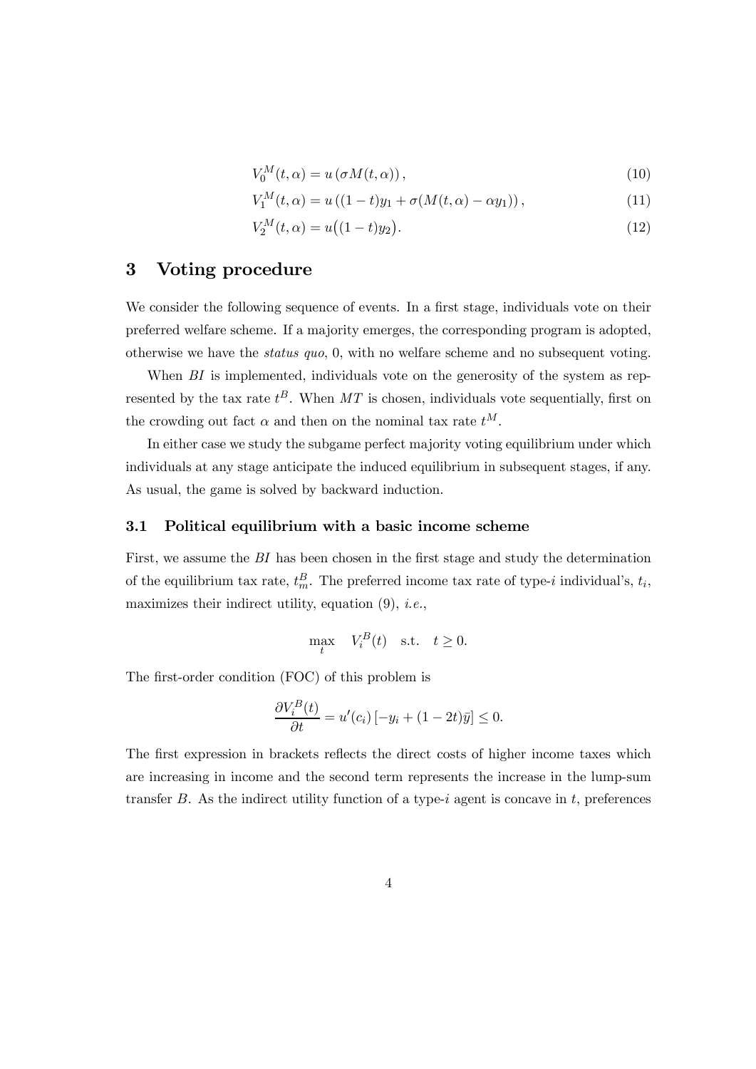$$V_0^M(t,\alpha) = u\left(\sigma M(t,\alpha)\right), \tag{10}$$

$$V_1^M(t,\alpha) = u\left((1-t)y_1 + \sigma(M(t,\alpha) - \alpha y_1)\right), \tag{11}$$

$$V_2^M(t,\alpha) = u\big((1-t)y_2\big). \tag{12}$$

## 3 Voting procedure

We consider the following sequence of events. In a first stage, individuals vote on their preferred welfare scheme. If a majority emerges, the corresponding program is adopted, otherwise we have the *status quo*, 0, with no welfare scheme and no subsequent voting.

When $BI$ is implemented, individuals vote on the generosity of the system as represented by the tax rate $t^B$. When $MT$ is chosen, individuals vote sequentially, first on the crowding out fact $\alpha$ and then on the nominal tax rate $t^M$.

In either case we study the subgame perfect majority voting equilibrium under which individuals at any stage anticipate the induced equilibrium in subsequent stages, if any. As usual, the game is solved by backward induction.

### 3.1 Political equilibrium with a basic income scheme

First, we assume the $BI$ has been chosen in the first stage and study the determination of the equilibrium tax rate, $t_m^B$. The preferred income tax rate of type-$i$ individual's, $t_i$, maximizes their indirect utility, equation (9), *i.e.*,

$$\max_t \quad V_i^B(t) \quad \text{s.t.} \quad t \geq 0.$$

The first-order condition (FOC) of this problem is

$$\frac{\partial V_i^B(t)}{\partial t} = u'(c_i)\left[-y_i + (1-2t)\bar{y}\right] \leq 0.$$

The first expression in brackets reflects the direct costs of higher income taxes which are increasing in income and the second term represents the increase in the lump-sum transfer $B$. As the indirect utility function of a type-$i$ agent is concave in $t$, preferences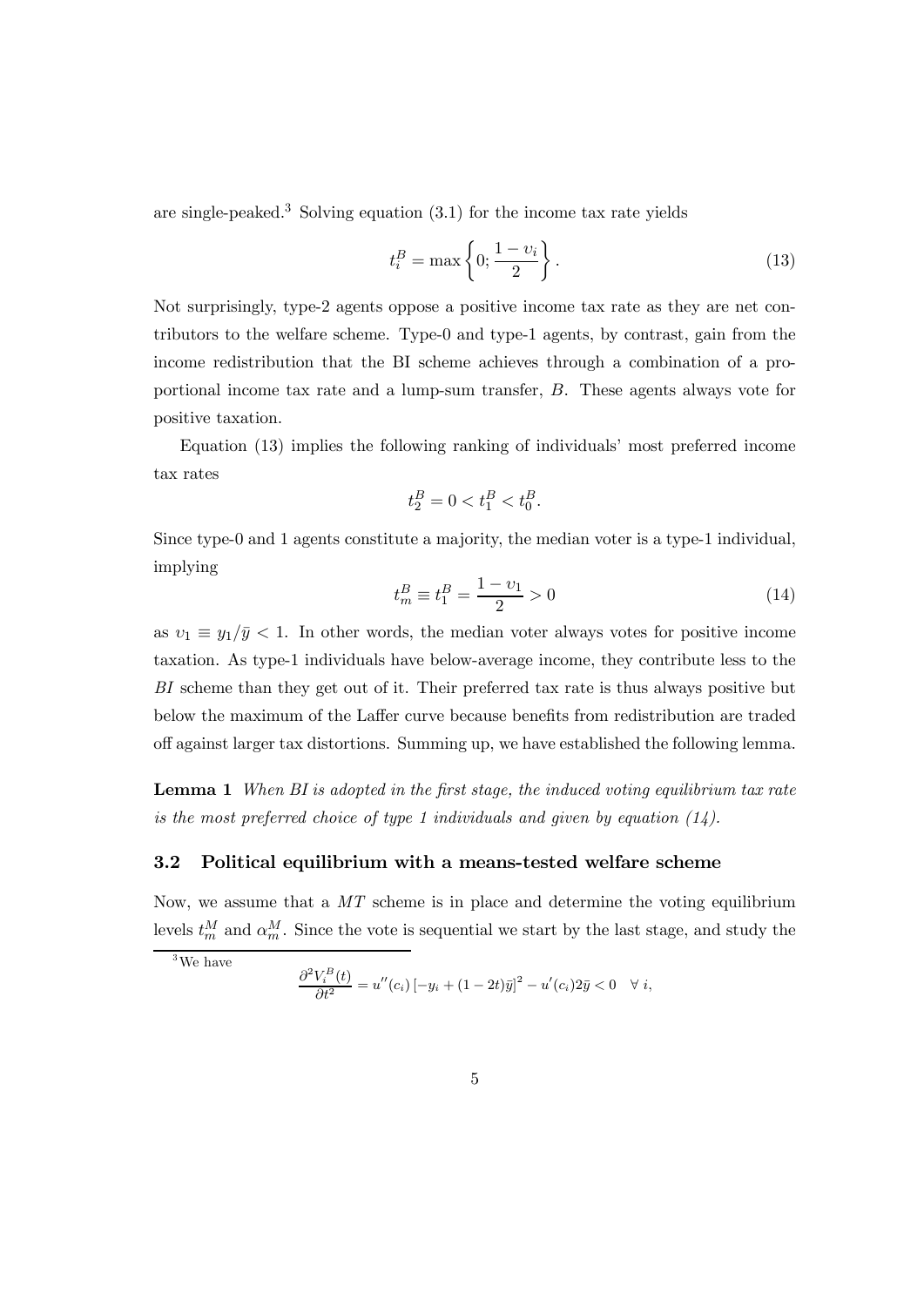are single-peaked.[3] Solving equation (3.1) for the income tax rate yields

$$t_i^B = \max\left\{0; \frac{1-\upsilon_i}{2}\right\}. \tag{13}$$

Not surprisingly, type-2 agents oppose a positive income tax rate as they are net contributors to the welfare scheme. Type-0 and type-1 agents, by contrast, gain from the income redistribution that the BI scheme achieves through a combination of a proportional income tax rate and a lump-sum transfer, $B$. These agents always vote for positive taxation.

Equation (13) implies the following ranking of individuals' most preferred income tax rates

$$t_2^B = 0 < t_1^B < t_0^B.$$

Since type-0 and 1 agents constitute a majority, the median voter is a type-1 individual, implying

$$t_m^B \equiv t_1^B = \frac{1-\upsilon_1}{2} > 0 \tag{14}$$

as $\upsilon_1 \equiv y_1/\bar{y} < 1$. In other words, the median voter always votes for positive income taxation. As type-1 individuals have below-average income, they contribute less to the $BI$ scheme than they get out of it. Their preferred tax rate is thus always positive but below the maximum of the Laffer curve because benefits from redistribution are traded off against larger tax distortions. Summing up, we have established the following lemma.

**Lemma 1** *When BI is adopted in the first stage, the induced voting equilibrium tax rate is the most preferred choice of type 1 individuals and given by equation (14).*

### 3.2 Political equilibrium with a means-tested welfare scheme

Now, we assume that a $MT$ scheme is in place and determine the voting equilibrium levels $t_m^M$ and $\alpha_m^M$. Since the vote is sequential we start by the last stage, and study the

[3] We have

$$\frac{\partial^2 V_i^B(t)}{\partial t^2} = u''(c_i)\left[-y_i + (1-2t)\bar{y}\right]^2 - u'(c_i)2\bar{y} < 0 \quad \forall\ i,$$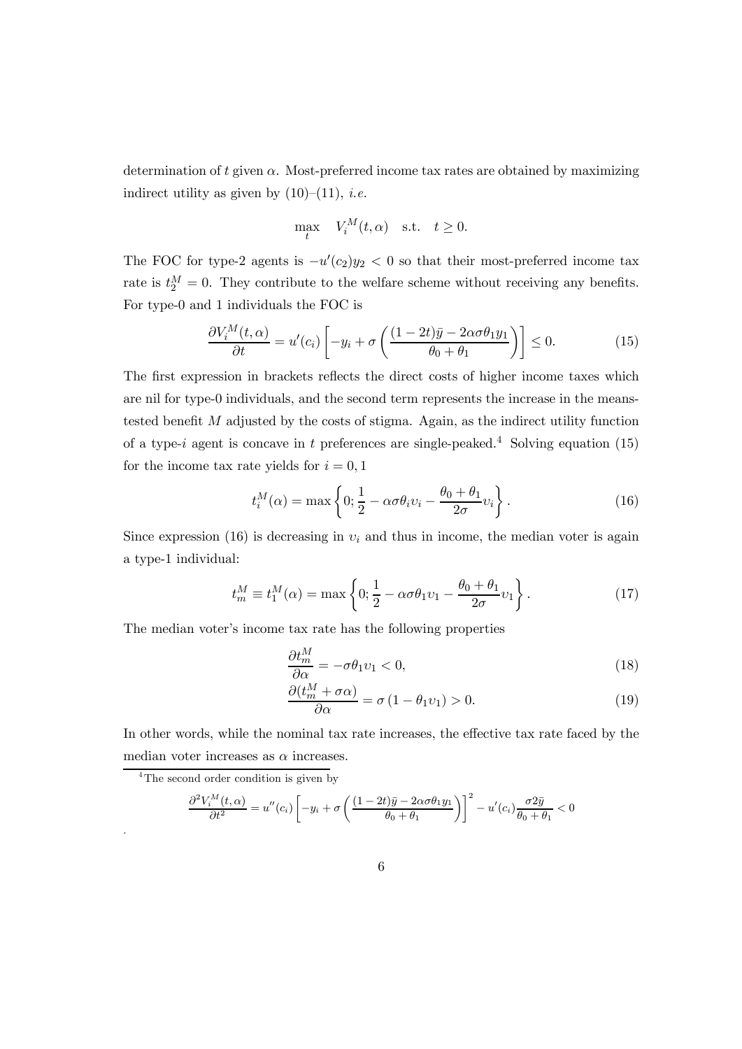determination of $t$ given $\alpha$. Most-preferred income tax rates are obtained by maximizing indirect utility as given by (10)–(11), *i.e.*

$$\max_t \quad V_i^M(t, \alpha) \quad \text{s.t.} \quad t \geq 0.$$

The FOC for type-2 agents is $-u'(c_2)y_2 < 0$ so that their most-preferred income tax rate is $t_2^M = 0$. They contribute to the welfare scheme without receiving any benefits. For type-0 and 1 individuals the FOC is

$$\frac{\partial V_i^M(t,\alpha)}{\partial t} = u'(c_i)\left[-y_i + \sigma\left(\frac{(1-2t)\bar{y} - 2\alpha\sigma\theta_1 y_1}{\theta_0 + \theta_1}\right)\right] \leq 0. \tag{15}$$

The first expression in brackets reflects the direct costs of higher income taxes which are nil for type-0 individuals, and the second term represents the increase in the means-tested benefit $M$ adjusted by the costs of stigma. Again, as the indirect utility function of a type-$i$ agent is concave in $t$ preferences are single-peaked.[4] Solving equation (15) for the income tax rate yields for $i = 0, 1$

$$t_i^M(\alpha) = \max\left\{0; \frac{1}{2} - \alpha\sigma\theta_i\upsilon_i - \frac{\theta_0 + \theta_1}{2\sigma}\upsilon_i\right\}. \tag{16}$$

Since expression (16) is decreasing in $\upsilon_i$ and thus in income, the median voter is again a type-1 individual:

$$t_m^M \equiv t_1^M(\alpha) = \max\left\{0; \frac{1}{2} - \alpha\sigma\theta_1\upsilon_1 - \frac{\theta_0 + \theta_1}{2\sigma}\upsilon_1\right\}. \tag{17}$$

The median voter's income tax rate has the following properties

$$\frac{\partial t_m^M}{\partial \alpha} = -\sigma\theta_1\upsilon_1 < 0, \tag{18}$$

$$\frac{\partial (t_m^M + \sigma\alpha)}{\partial \alpha} = \sigma\left(1 - \theta_1\upsilon_1\right) > 0. \tag{19}$$

In other words, while the nominal tax rate increases, the effective tax rate faced by the median voter increases as $\alpha$ increases.

[4] The second order condition is given by

$$\frac{\partial^2 V_i^M(t,\alpha)}{\partial t^2} = u''(c_i)\left[-y_i + \sigma\left(\frac{(1-2t)\bar{y} - 2\alpha\sigma\theta_1 y_1}{\theta_0 + \theta_1}\right)\right]^2 - u'(c_i)\frac{\sigma 2\bar{y}}{\theta_0 + \theta_1} < 0$$

.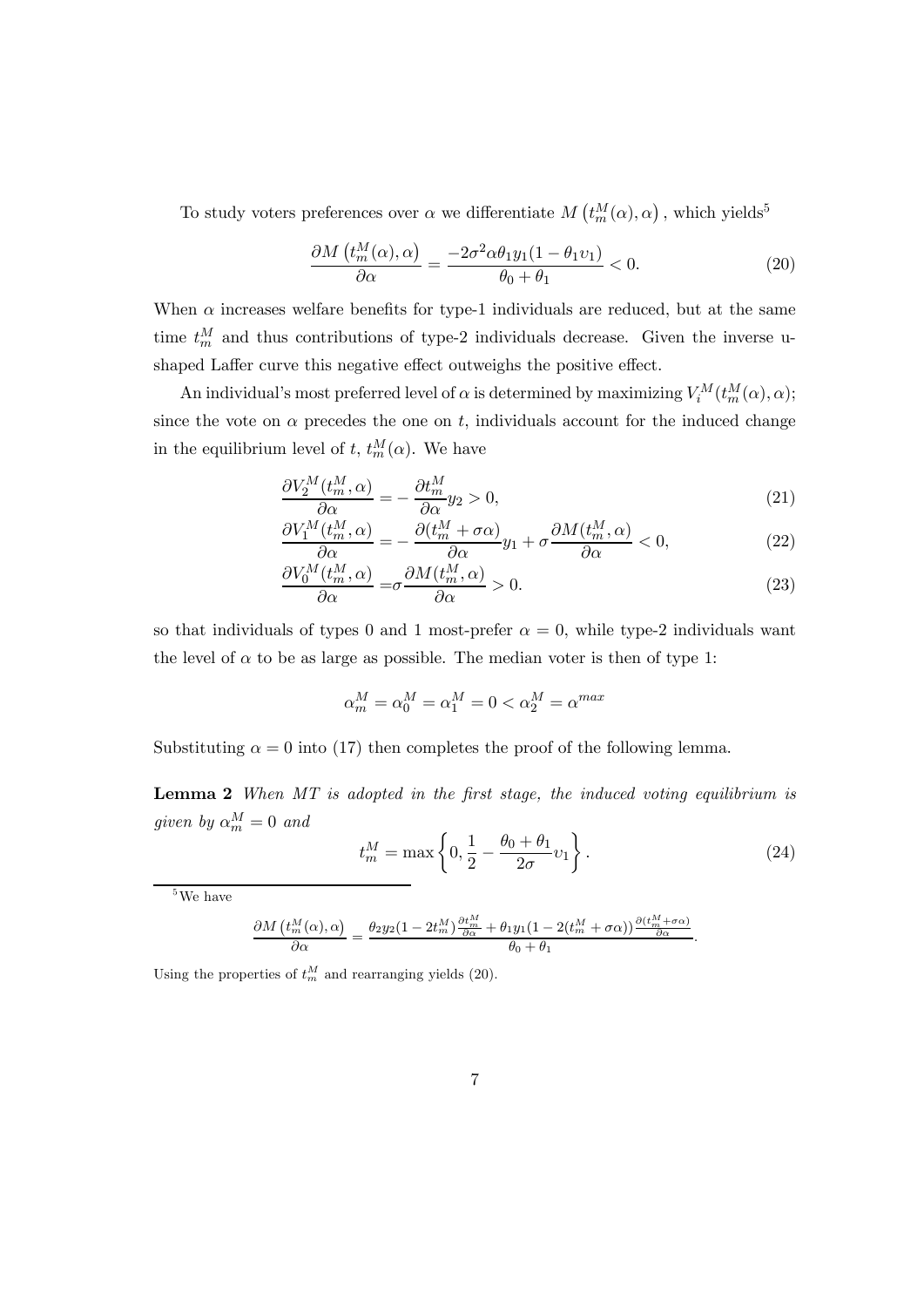To study voters preferences over $\alpha$ we differentiate $M\left(t_m^M(\alpha), \alpha\right)$, which yields[5]

$$\frac{\partial M\left(t_m^M(\alpha), \alpha\right)}{\partial \alpha} = \frac{-2\sigma^2 \alpha \theta_1 y_1 (1 - \theta_1 \upsilon_1)}{\theta_0 + \theta_1} < 0. \tag{20}$$

When $\alpha$ increases welfare benefits for type-1 individuals are reduced, but at the same time $t_m^M$ and thus contributions of type-2 individuals decrease. Given the inverse u-shaped Laffer curve this negative effect outweighs the positive effect.

An individual's most preferred level of $\alpha$ is determined by maximizing $V_i^M(t_m^M(\alpha), \alpha)$; since the vote on $\alpha$ precedes the one on $t$, individuals account for the induced change in the equilibrium level of $t$, $t_m^M(\alpha)$. We have

$$\frac{\partial V_2^M(t_m^M, \alpha)}{\partial \alpha} = -\frac{\partial t_m^M}{\partial \alpha} y_2 > 0, \tag{21}$$

$$\frac{\partial V_1^M(t_m^M, \alpha)}{\partial \alpha} = -\frac{\partial (t_m^M + \sigma\alpha)}{\partial \alpha} y_1 + \sigma \frac{\partial M(t_m^M, \alpha)}{\partial \alpha} < 0, \tag{22}$$

$$\frac{\partial V_0^M(t_m^M, \alpha)}{\partial \alpha} = \sigma \frac{\partial M(t_m^M, \alpha)}{\partial \alpha} > 0. \tag{23}$$

so that individuals of types 0 and 1 most-prefer $\alpha = 0$, while type-2 individuals want the level of $\alpha$ to be as large as possible. The median voter is then of type 1:

$$\alpha_m^M = \alpha_0^M = \alpha_1^M = 0 < \alpha_2^M = \alpha^{max}$$

Substituting $\alpha = 0$ into (17) then completes the proof of the following lemma.

**Lemma 2** *When MT is adopted in the first stage, the induced voting equilibrium is given by* $\alpha_m^M = 0$ *and*

$$t_m^M = \max\left\{0, \frac{1}{2} - \frac{\theta_0 + \theta_1}{2\sigma}\upsilon_1\right\}. \tag{24}$$

---

[5] We have

$$\frac{\partial M\left(t_m^M(\alpha), \alpha\right)}{\partial \alpha} = \frac{\theta_2 y_2 (1 - 2t_m^M)\frac{\partial t_m^M}{\partial \alpha} + \theta_1 y_1 (1 - 2(t_m^M + \sigma\alpha))\frac{\partial (t_m^M + \sigma\alpha)}{\partial \alpha}}{\theta_0 + \theta_1}.$$

Using the properties of $t_m^M$ and rearranging yields (20).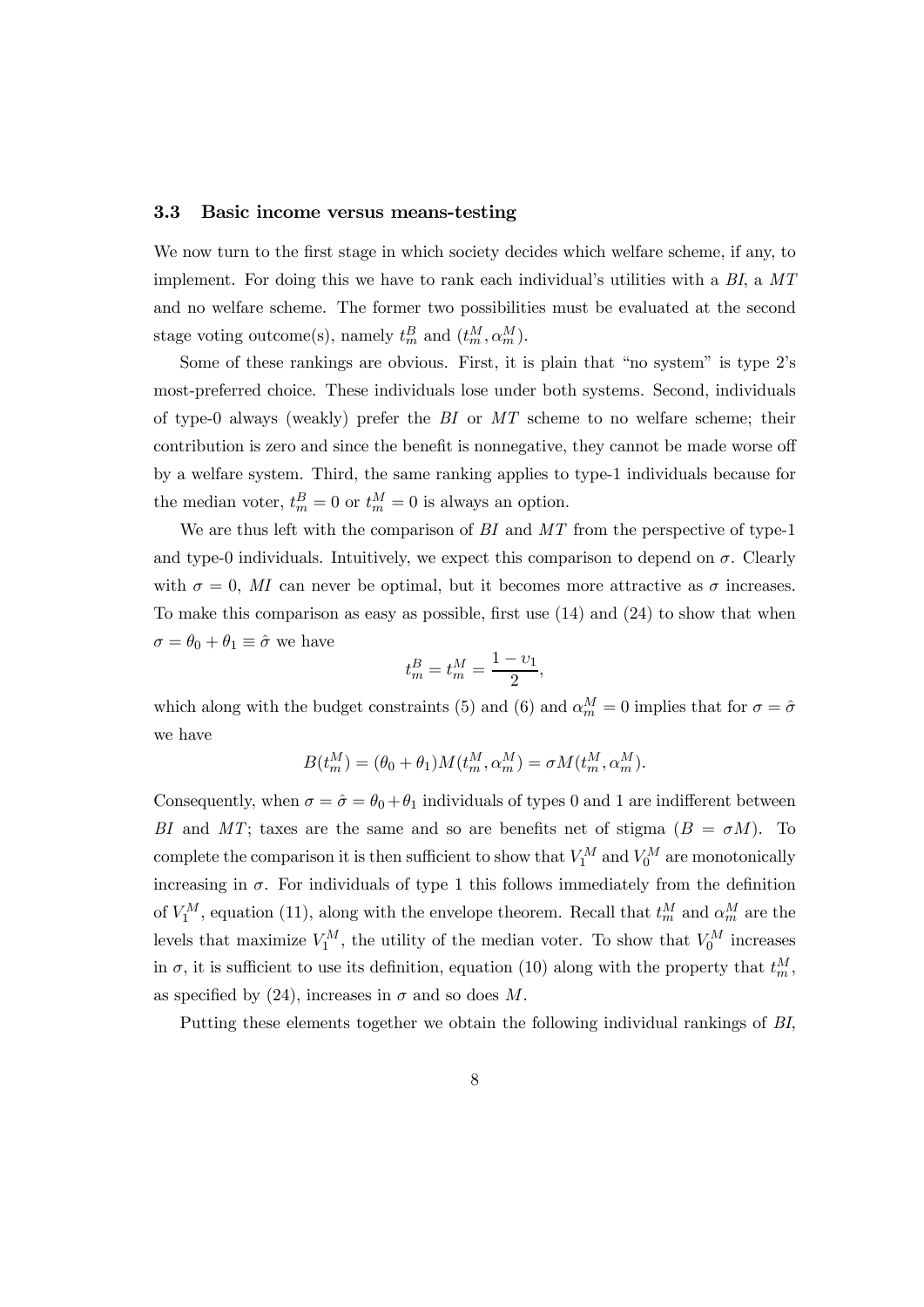### 3.3 Basic income versus means-testing

We now turn to the first stage in which society decides which welfare scheme, if any, to implement. For doing this we have to rank each individual's utilities with a *BI*, a *MT* and no welfare scheme. The former two possibilities must be evaluated at the second stage voting outcome(s), namely $t_m^B$ and $(t_m^M, \alpha_m^M)$.

Some of these rankings are obvious. First, it is plain that "no system" is type 2's most-preferred choice. These individuals lose under both systems. Second, individuals of type-0 always (weakly) prefer the *BI* or *MT* scheme to no welfare scheme; their contribution is zero and since the benefit is nonnegative, they cannot be made worse off by a welfare system. Third, the same ranking applies to type-1 individuals because for the median voter, $t_m^B = 0$ or $t_m^M = 0$ is always an option.

We are thus left with the comparison of *BI* and *MT* from the perspective of type-1 and type-0 individuals. Intuitively, we expect this comparison to depend on $\sigma$. Clearly with $\sigma = 0$, *MI* can never be optimal, but it becomes more attractive as $\sigma$ increases. To make this comparison as easy as possible, first use (14) and (24) to show that when $\sigma = \theta_0 + \theta_1 \equiv \hat{\sigma}$ we have

$$t_m^B = t_m^M = \frac{1 - v_1}{2},$$

which along with the budget constraints (5) and (6) and $\alpha_m^M = 0$ implies that for $\sigma = \hat{\sigma}$ we have

$$B(t_m^M) = (\theta_0 + \theta_1)M(t_m^M, \alpha_m^M) = \sigma M(t_m^M, \alpha_m^M).$$

Consequently, when $\sigma = \hat{\sigma} = \theta_0 + \theta_1$ individuals of types 0 and 1 are indifferent between *BI* and *MT*; taxes are the same and so are benefits net of stigma ($B = \sigma M$). To complete the comparison it is then sufficient to show that $V_1^M$ and $V_0^M$ are monotonically increasing in $\sigma$. For individuals of type 1 this follows immediately from the definition of $V_1^M$, equation (11), along with the envelope theorem. Recall that $t_m^M$ and $\alpha_m^M$ are the levels that maximize $V_1^M$, the utility of the median voter. To show that $V_0^M$ increases in $\sigma$, it is sufficient to use its definition, equation (10) along with the property that $t_m^M$, as specified by (24), increases in $\sigma$ and so does $M$.

Putting these elements together we obtain the following individual rankings of *BI*,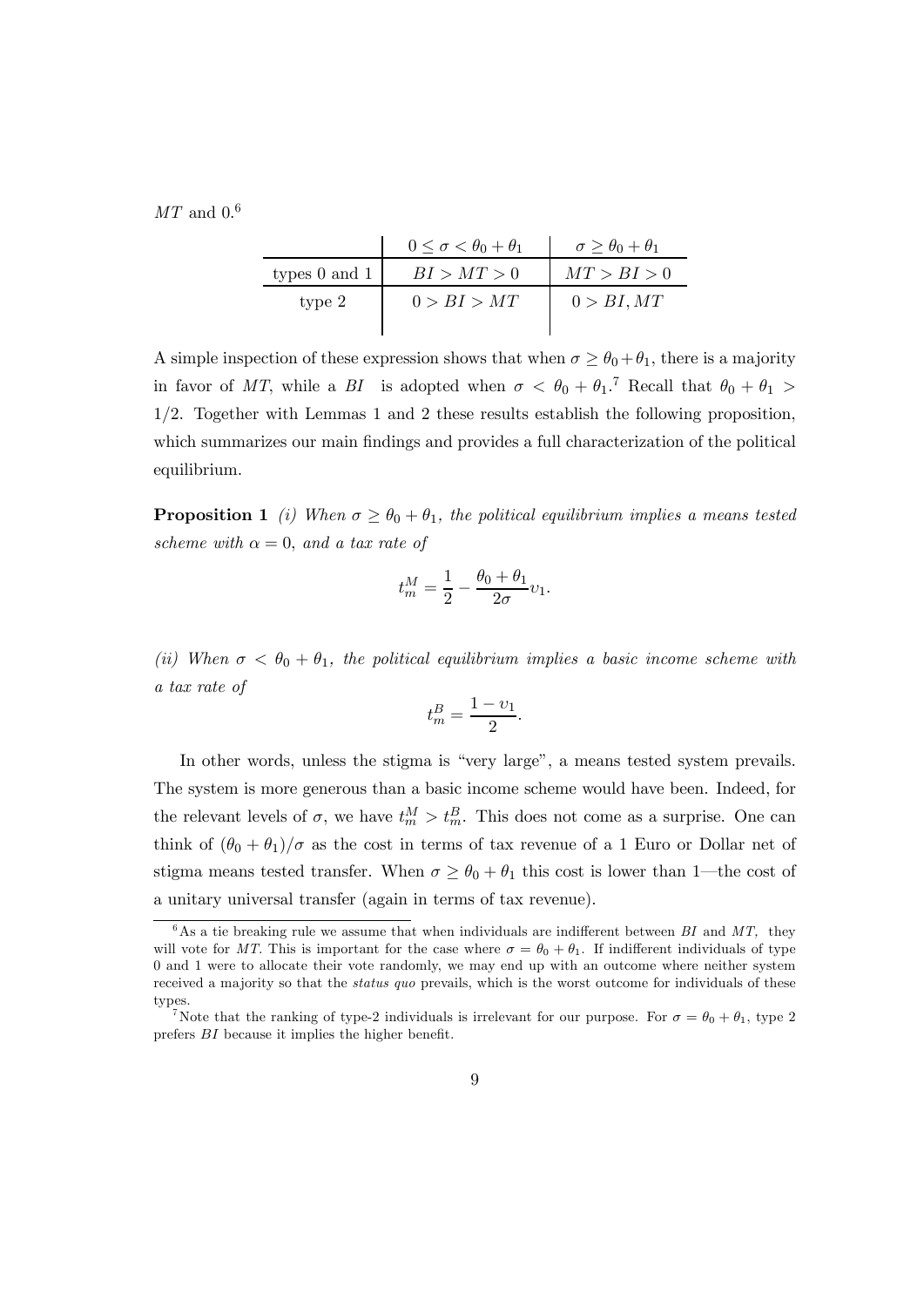$MT$ and 0.[6]

| | $0 \leq \sigma < \theta_0 + \theta_1$ | $\sigma \geq \theta_0 + \theta_1$ |
|---|---|---|
| types 0 and 1 | $BI > MT > 0$ | $MT > BI > 0$ |
| type 2 | $0 > BI > MT$ | $0 > BI, MT$ |

A simple inspection of these expression shows that when $\sigma \geq \theta_0 + \theta_1$, there is a majority in favor of $MT$, while a $BI$ is adopted when $\sigma < \theta_0 + \theta_1$.[7] Recall that $\theta_0 + \theta_1 > 1/2$. Together with Lemmas 1 and 2 these results establish the following proposition, which summarizes our main findings and provides a full characterization of the political equilibrium.

**Proposition 1** *(i) When $\sigma \geq \theta_0 + \theta_1$, the political equilibrium implies a means tested scheme with $\alpha = 0$, and a tax rate of*

$$t_m^M = \frac{1}{2} - \frac{\theta_0 + \theta_1}{2\sigma} \upsilon_1.$$

*(ii) When $\sigma < \theta_0 + \theta_1$, the political equilibrium implies a basic income scheme with a tax rate of*

$$t_m^B = \frac{1 - \upsilon_1}{2}.$$

In other words, unless the stigma is "very large", a means tested system prevails. The system is more generous than a basic income scheme would have been. Indeed, for the relevant levels of $\sigma$, we have $t_m^M > t_m^B$. This does not come as a surprise. One can think of $(\theta_0 + \theta_1)/\sigma$ as the cost in terms of tax revenue of a 1 Euro or Dollar net of stigma means tested transfer. When $\sigma \geq \theta_0 + \theta_1$ this cost is lower than 1—the cost of a unitary universal transfer (again in terms of tax revenue).

[6] As a tie breaking rule we assume that when individuals are indifferent between $BI$ and $MT$, they will vote for $MT$. This is important for the case where $\sigma = \theta_0 + \theta_1$. If indifferent individuals of type 0 and 1 were to allocate their vote randomly, we may end up with an outcome where neither system received a majority so that the *status quo* prevails, which is the worst outcome for individuals of these types.

[7] Note that the ranking of type-2 individuals is irrelevant for our purpose. For $\sigma = \theta_0 + \theta_1$, type 2 prefers $BI$ because it implies the higher benefit.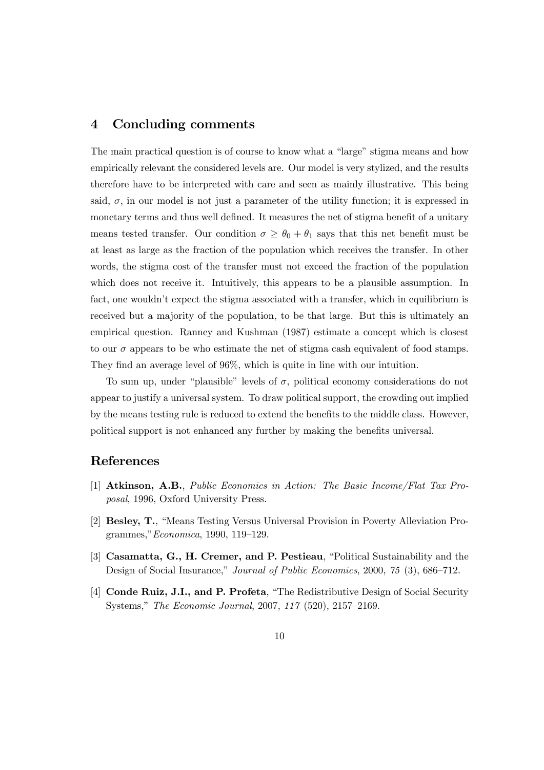## 4 Concluding comments

The main practical question is of course to know what a "large" stigma means and how empirically relevant the considered levels are. Our model is very stylized, and the results therefore have to be interpreted with care and seen as mainly illustrative. This being said, $\sigma$, in our model is not just a parameter of the utility function; it is expressed in monetary terms and thus well defined. It measures the net of stigma benefit of a unitary means tested transfer. Our condition $\sigma \geq \theta_0 + \theta_1$ says that this net benefit must be at least as large as the fraction of the population which receives the transfer. In other words, the stigma cost of the transfer must not exceed the fraction of the population which does not receive it. Intuitively, this appears to be a plausible assumption. In fact, one wouldn't expect the stigma associated with a transfer, which in equilibrium is received but a majority of the population, to be that large. But this is ultimately an empirical question. Ranney and Kushman (1987) estimate a concept which is closest to our $\sigma$ appears to be who estimate the net of stigma cash equivalent of food stamps. They find an average level of 96%, which is quite in line with our intuition.

To sum up, under "plausible" levels of $\sigma$, political economy considerations do not appear to justify a universal system. To draw political support, the crowding out implied by the means testing rule is reduced to extend the benefits to the middle class. However, political support is not enhanced any further by making the benefits universal.

## References

[1] **Atkinson, A.B.**, *Public Economics in Action: The Basic Income/Flat Tax Proposal*, 1996, Oxford University Press.

[2] **Besley, T.**, "Means Testing Versus Universal Provision in Poverty Alleviation Programmes," *Economica*, 1990, 119–129.

[3] **Casamatta, G., H. Cremer, and P. Pestieau**, "Political Sustainability and the Design of Social Insurance," *Journal of Public Economics*, 2000, *75* (3), 686–712.

[4] **Conde Ruiz, J.I., and P. Profeta**, "The Redistributive Design of Social Security Systems," *The Economic Journal*, 2007, *117* (520), 2157–2169.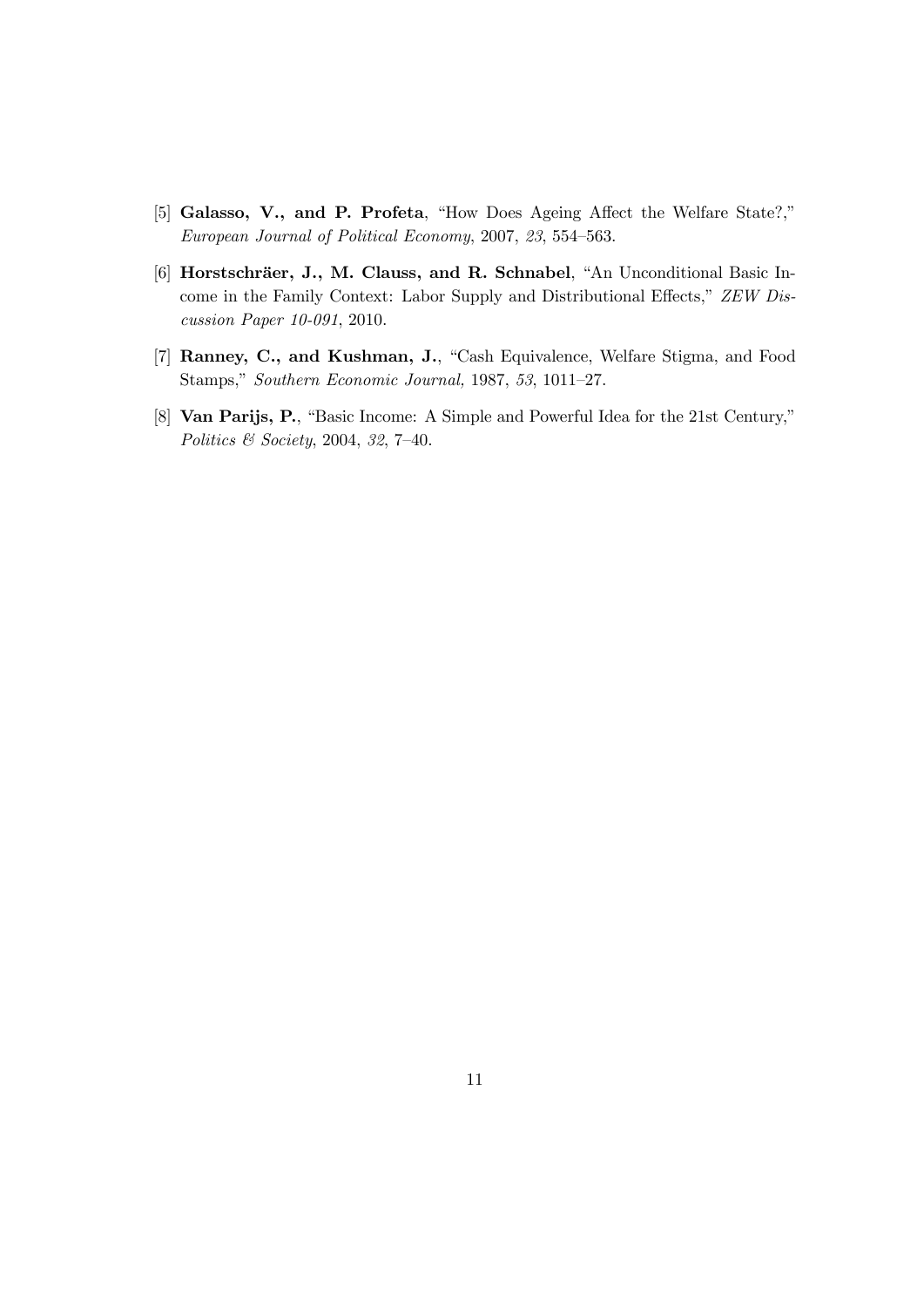[5] **Galasso, V., and P. Profeta**, "How Does Ageing Affect the Welfare State?," *European Journal of Political Economy*, 2007, *23*, 554–563.

[6] **Horstschräer, J., M. Clauss, and R. Schnabel**, "An Unconditional Basic Income in the Family Context: Labor Supply and Distributional Effects," *ZEW Discussion Paper 10-091*, 2010.

[7] **Ranney, C., and Kushman, J.**, "Cash Equivalence, Welfare Stigma, and Food Stamps," *Southern Economic Journal,* 1987, *53*, 1011–27.

[8] **Van Parijs, P.**, "Basic Income: A Simple and Powerful Idea for the 21st Century," *Politics & Society*, 2004, *32*, 7–40.